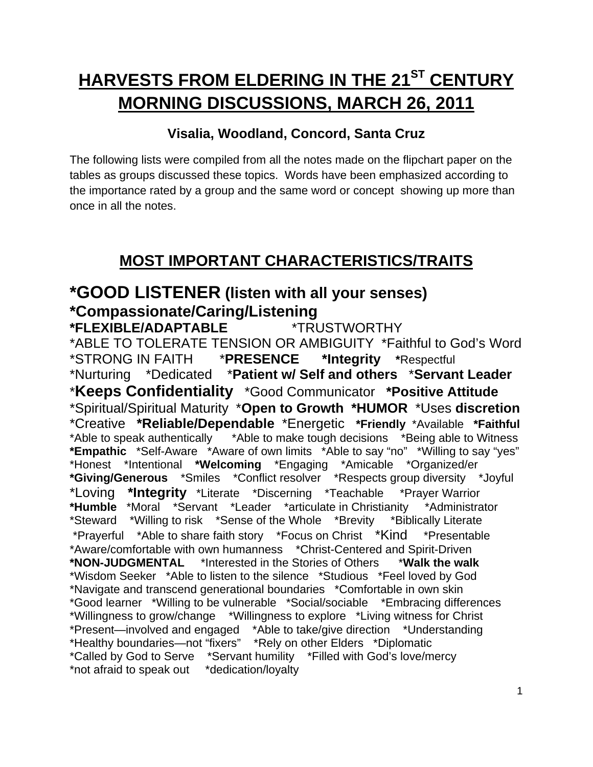# HARVESTS FROM ELDERING IN THE 21ST CENTURY MORNING DISCUSSIONS, MARCH 26, 2011

### Visalia, Woodland, Concord, Santa Cruz

The following lists were compiled from all the notes made on the flipchart paper on the tables as groups discussed these topics. Words have been emphasized according to the importance rated by a group and the same word or concept showing up more than once in all the notes.

## MOST IMPORTANT CHARACTERISTICS/TRAITS

**\*GOOD LISTENER (listen with all your senses)**
**\*Compassionate/Caring/Listening**
**\*FLEXIBLE/ADAPTABLE** \*TRUSTWORTHY
\*ABLE TO TOLERATE TENSION OR AMBIGUITY \*Faithful to God's Word
\*STRONG IN FAITH \***PRESENCE** **\*Integrity** **\***Respectful
\*Nurturing \*Dedicated \***Patient w/ Self and others** \***Servant Leader**
\***Keeps Confidentiality** \*Good Communicator **\*Positive Attitude**
\*Spiritual/Spiritual Maturity \***Open to Growth** **\*HUMOR** \*Uses **discretion**
\*Creative **\*Reliable/Dependable** \*Energetic **\*Friendly** \*Available **\*Faithful**
\*Able to speak authentically \*Able to make tough decisions \*Being able to Witness
**\*Empathic** \*Self-Aware \*Aware of own limits \*Able to say "no" \*Willing to say "yes"
\*Honest \*Intentional **\*Welcoming** \*Engaging \*Amicable \*Organized/er
**\*Giving/Generous** \*Smiles \*Conflict resolver \*Respects group diversity \*Joyful
\*Loving **\*Integrity** \*Literate \*Discerning \*Teachable \*Prayer Warrior
**\*Humble** \*Moral \*Servant \*Leader \*articulate in Christianity \*Administrator
\*Steward \*Willing to risk \*Sense of the Whole \*Brevity \*Biblically Literate
\*Prayerful \*Able to share faith story \*Focus on Christ \*Kind \*Presentable
\*Aware/comfortable with own humanness \*Christ-Centered and Spirit-Driven
**\*NON-JUDGMENTAL** \*Interested in the Stories of Others \***Walk the walk**
\*Wisdom Seeker \*Able to listen to the silence \*Studious \*Feel loved by God
\*Navigate and transcend generational boundaries \*Comfortable in own skin
\*Good learner \*Willing to be vulnerable \*Social/sociable \*Embracing differences
\*Willingness to grow/change \*Willingness to explore \*Living witness for Christ
\*Present—involved and engaged \*Able to take/give direction \*Understanding
\*Healthy boundaries—not "fixers" \*Rely on other Elders \*Diplomatic
\*Called by God to Serve \*Servant humility \*Filled with God's love/mercy
\*not afraid to speak out \*dedication/loyalty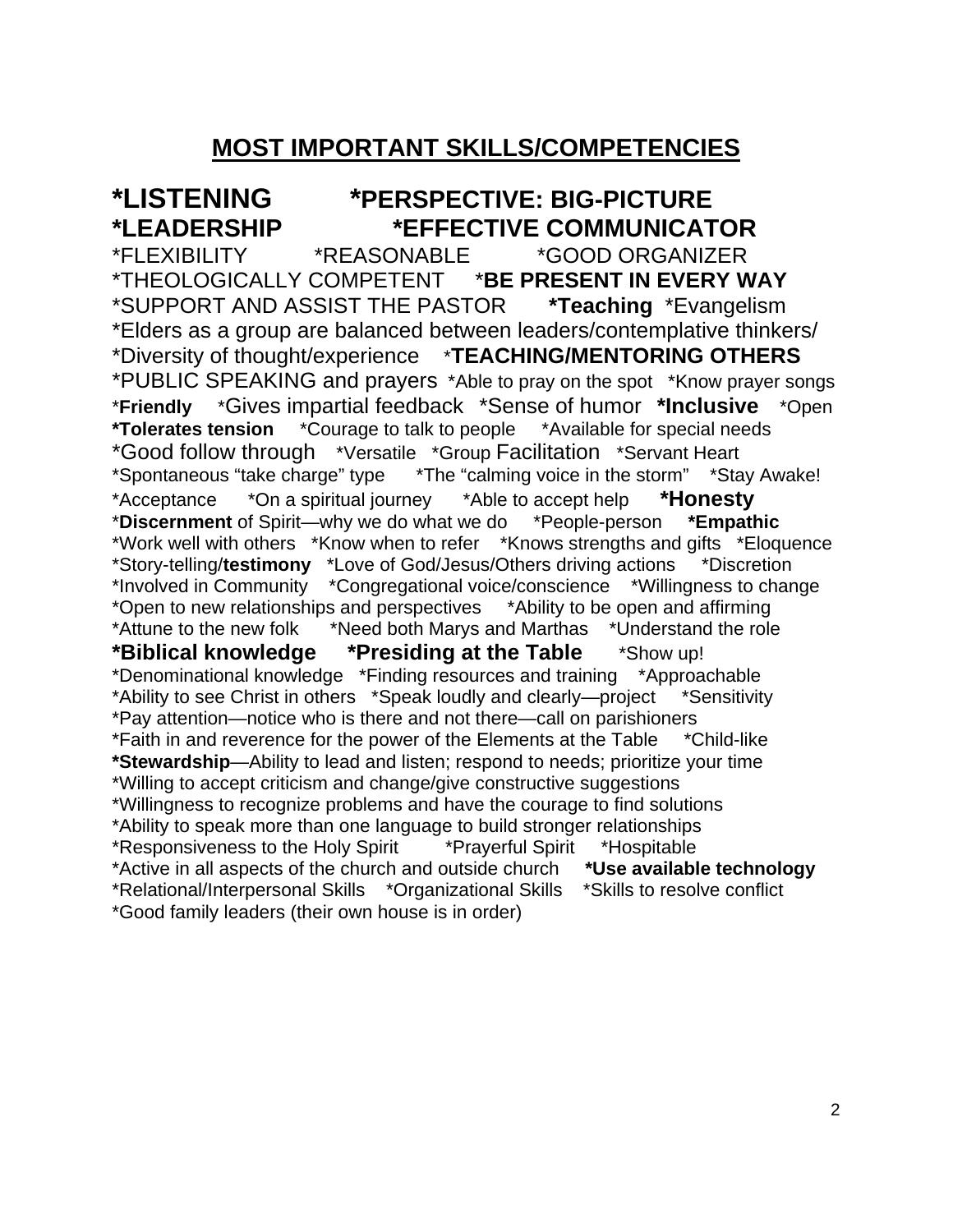## MOST IMPORTANT SKILLS/COMPETENCIES

**\*LISTENING** **\*PERSPECTIVE: BIG-PICTURE**
**\*LEADERSHIP** **\*EFFECTIVE COMMUNICATOR**
*FLEXIBILITY *REASONABLE *GOOD ORGANIZER
*THEOLOGICALLY COMPETENT ***BE PRESENT IN EVERY WAY**
*SUPPORT AND ASSIST THE PASTOR **\*Teaching** *Evangelism
*Elders as a group are balanced between leaders/contemplative thinkers/
*Diversity of thought/experience ***TEACHING/MENTORING OTHERS**
*PUBLIC SPEAKING and prayers *Able to pray on the spot *Know prayer songs
***Friendly** *Gives impartial feedback *Sense of humor **\*Inclusive** *Open
**\*Tolerates tension** *Courage to talk to people *Available for special needs
*Good follow through *Versatile *Group Facilitation *Servant Heart
*Spontaneous "take charge" type *The "calming voice in the storm" *Stay Awake!
*Acceptance *On a spiritual journey *Able to accept help **\*Honesty**
***Discernment** of Spirit—why we do what we do *People-person **\*Empathic**
*Work well with others *Know when to refer *Knows strengths and gifts *Eloquence
*Story-telling/**testimony** *Love of God/Jesus/Others driving actions *Discretion
*Involved in Community *Congregational voice/conscience *Willingness to change
*Open to new relationships and perspectives *Ability to be open and affirming
*Attune to the new folk *Need both Marys and Marthas *Understand the role
**\*Biblical knowledge** **\*Presiding at the Table** *Show up!
*Denominational knowledge *Finding resources and training *Approachable
*Ability to see Christ in others *Speak loudly and clearly—project *Sensitivity
*Pay attention—notice who is there and not there—call on parishioners
*Faith in and reverence for the power of the Elements at the Table *Child-like
**\*Stewardship**—Ability to lead and listen; respond to needs; prioritize your time
*Willing to accept criticism and change/give constructive suggestions
*Willingness to recognize problems and have the courage to find solutions
*Ability to speak more than one language to build stronger relationships
*Responsiveness to the Holy Spirit *Prayerful Spirit *Hospitable
*Active in all aspects of the church and outside church **\*Use available technology**
*Relational/Interpersonal Skills *Organizational Skills *Skills to resolve conflict
*Good family leaders (their own house is in order)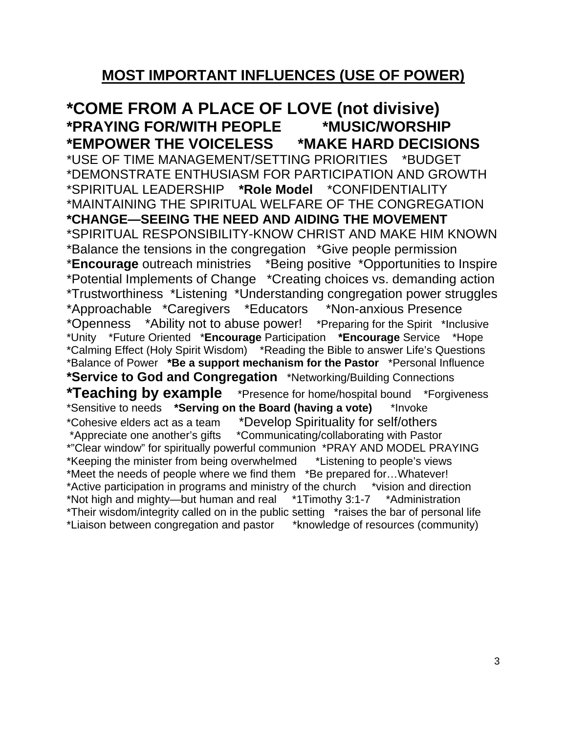## MOST IMPORTANT INFLUENCES (USE OF POWER)

**\*COME FROM A PLACE OF LOVE (not divisive)**
**\*PRAYING FOR/WITH PEOPLE** **\*MUSIC/WORSHIP**
**\*EMPOWER THE VOICELESS** **\*MAKE HARD DECISIONS**
\*USE OF TIME MANAGEMENT/SETTING PRIORITIES \*BUDGET
\*DEMONSTRATE ENTHUSIASM FOR PARTICIPATION AND GROWTH
\*SPIRITUAL LEADERSHIP **\*Role Model** \*CONFIDENTIALITY
\*MAINTAINING THE SPIRITUAL WELFARE OF THE CONGREGATION
**\*CHANGE—SEEING THE NEED AND AIDING THE MOVEMENT**
\*SPIRITUAL RESPONSIBILITY-KNOW CHRIST AND MAKE HIM KNOWN
\*Balance the tensions in the congregation \*Give people permission
\***Encourage** outreach ministries \*Being positive \*Opportunities to Inspire
\*Potential Implements of Change \*Creating choices vs. demanding action
\*Trustworthiness \*Listening \*Understanding congregation power struggles
\*Approachable \*Caregivers \*Educators \*Non-anxious Presence
\*Openness \*Ability not to abuse power! \*Preparing for the Spirit \*Inclusive
\*Unity \*Future Oriented \***Encourage** Participation **\*Encourage** Service \*Hope
\*Calming Effect (Holy Spirit Wisdom) \*Reading the Bible to answer Life's Questions
\*Balance of Power **\*Be a support mechanism for the Pastor** \*Personal Influence
**\*Service to God and Congregation** \*Networking/Building Connections
**\*Teaching by example** \*Presence for home/hospital bound \*Forgiveness
\*Sensitive to needs **\*Serving on the Board (having a vote)** \*Invoke
\*Cohesive elders act as a team \*Develop Spirituality for self/others
\*Appreciate one another's gifts \*Communicating/collaborating with Pastor
\*"Clear window" for spiritually powerful communion \*PRAY AND MODEL PRAYING
\*Keeping the minister from being overwhelmed \*Listening to people's views
\*Meet the needs of people where we find them \*Be prepared for…Whatever!
\*Active participation in programs and ministry of the church \*vision and direction
\*Not high and mighty—but human and real \*1Timothy 3:1-7 \*Administration
\*Their wisdom/integrity called on in the public setting \*raises the bar of personal life
\*Liaison between congregation and pastor \*knowledge of resources (community)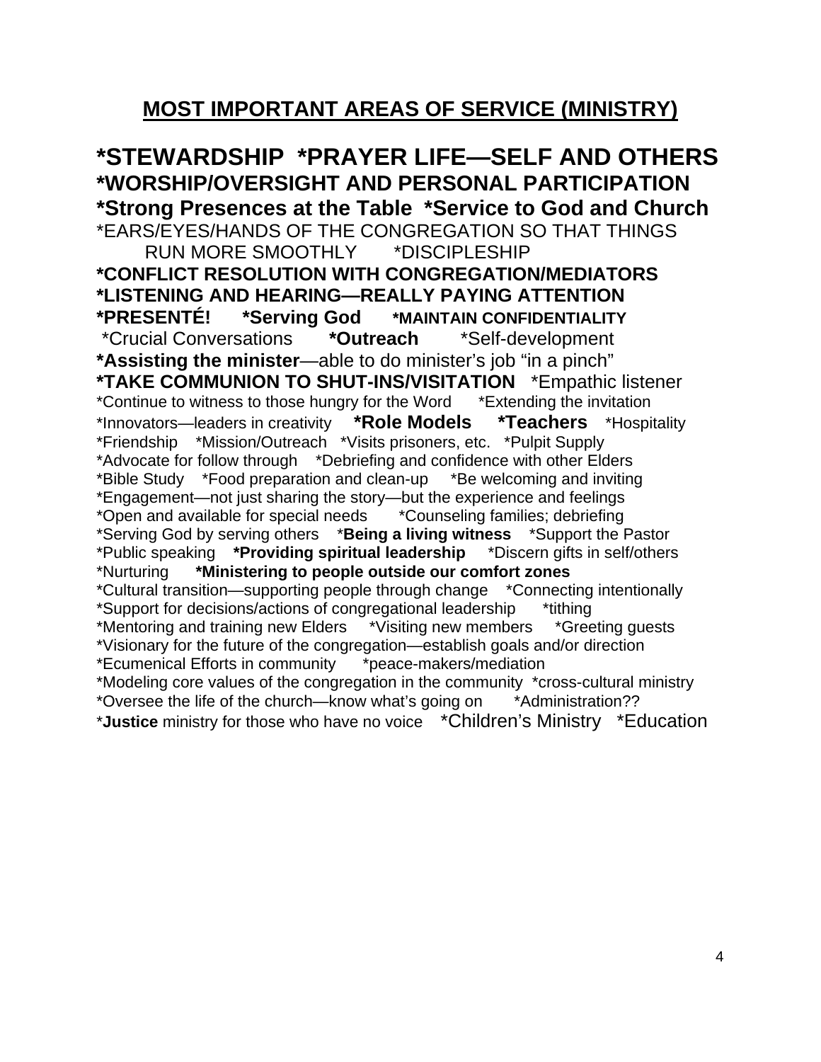## MOST IMPORTANT AREAS OF SERVICE (MINISTRY)

**\*STEWARDSHIP \*PRAYER LIFE—SELF AND OTHERS**
**\*WORSHIP/OVERSIGHT AND PERSONAL PARTICIPATION**
**\*Strong Presences at the Table \*Service to God and Church**
\*EARS/EYES/HANDS OF THE CONGREGATION SO THAT THINGS RUN MORE SMOOTHLY \*DISCIPLESHIP
**\*CONFLICT RESOLUTION WITH CONGREGATION/MEDIATORS**
**\*LISTENING AND HEARING—REALLY PAYING ATTENTION**
**\*PRESENTÉ! \*Serving God \*MAINTAIN CONFIDENTIALITY**
\*Crucial Conversations **\*Outreach** \*Self-development
**\*Assisting the minister**—able to do minister's job "in a pinch"
**\*TAKE COMMUNION TO SHUT-INS/VISITATION** \*Empathic listener
\*Continue to witness to those hungry for the Word \*Extending the invitation
\*Innovators—leaders in creativity **\*Role Models** **\*Teachers** \*Hospitality
\*Friendship \*Mission/Outreach \*Visits prisoners, etc. \*Pulpit Supply
\*Advocate for follow through \*Debriefing and confidence with other Elders
\*Bible Study \*Food preparation and clean-up \*Be welcoming and inviting
\*Engagement—not just sharing the story—but the experience and feelings
\*Open and available for special needs \*Counseling families; debriefing
\*Serving God by serving others \***Being a living witness** \*Support the Pastor
\*Public speaking **\*Providing spiritual leadership** \*Discern gifts in self/others
\*Nurturing **\*Ministering to people outside our comfort zones**
\*Cultural transition—supporting people through change \*Connecting intentionally
\*Support for decisions/actions of congregational leadership \*tithing
\*Mentoring and training new Elders \*Visiting new members \*Greeting guests
\*Visionary for the future of the congregation—establish goals and/or direction
\*Ecumenical Efforts in community \*peace-makers/mediation
\*Modeling core values of the congregation in the community \*cross-cultural ministry
\*Oversee the life of the church—know what's going on \*Administration??
\***Justice** ministry for those who have no voice \*Children's Ministry \*Education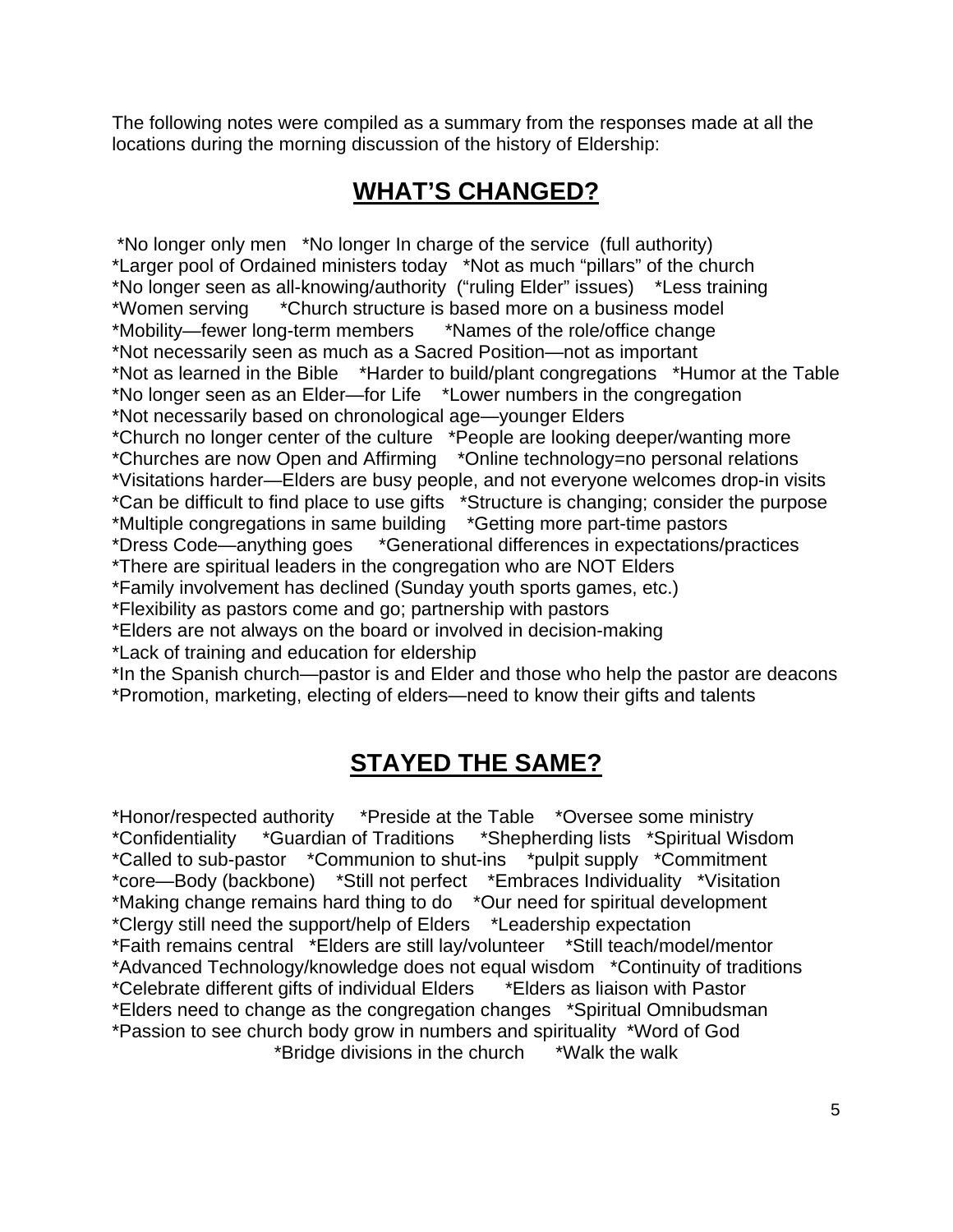The following notes were compiled as a summary from the responses made at all the locations during the morning discussion of the history of Eldership:

## WHAT'S CHANGED?

*No longer only men *No longer In charge of the service (full authority)
*Larger pool of Ordained ministers today *Not as much "pillars" of the church
*No longer seen as all-knowing/authority ("ruling Elder" issues) *Less training
*Women serving *Church structure is based more on a business model
*Mobility—fewer long-term members *Names of the role/office change
*Not necessarily seen as much as a Sacred Position—not as important
*Not as learned in the Bible *Harder to build/plant congregations *Humor at the Table
*No longer seen as an Elder—for Life *Lower numbers in the congregation
*Not necessarily based on chronological age—younger Elders
*Church no longer center of the culture *People are looking deeper/wanting more
*Churches are now Open and Affirming *Online technology=no personal relations
*Visitations harder—Elders are busy people, and not everyone welcomes drop-in visits
*Can be difficult to find place to use gifts *Structure is changing; consider the purpose
*Multiple congregations in same building *Getting more part-time pastors
*Dress Code—anything goes *Generational differences in expectations/practices
*There are spiritual leaders in the congregation who are NOT Elders
*Family involvement has declined (Sunday youth sports games, etc.)
*Flexibility as pastors come and go; partnership with pastors
*Elders are not always on the board or involved in decision-making
*Lack of training and education for eldership
*In the Spanish church—pastor is and Elder and those who help the pastor are deacons
*Promotion, marketing, electing of elders—need to know their gifts and talents

## STAYED THE SAME?

*Honor/respected authority *Preside at the Table *Oversee some ministry
*Confidentiality *Guardian of Traditions *Shepherding lists *Spiritual Wisdom
*Called to sub-pastor *Communion to shut-ins *pulpit supply *Commitment
*core—Body (backbone) *Still not perfect *Embraces Individuality *Visitation
*Making change remains hard thing to do *Our need for spiritual development
*Clergy still need the support/help of Elders *Leadership expectation
*Faith remains central *Elders are still lay/volunteer *Still teach/model/mentor
*Advanced Technology/knowledge does not equal wisdom *Continuity of traditions
*Celebrate different gifts of individual Elders *Elders as liaison with Pastor
*Elders need to change as the congregation changes *Spiritual Omnibudsman
*Passion to see church body grow in numbers and spirituality *Word of God
*Bridge divisions in the church *Walk the walk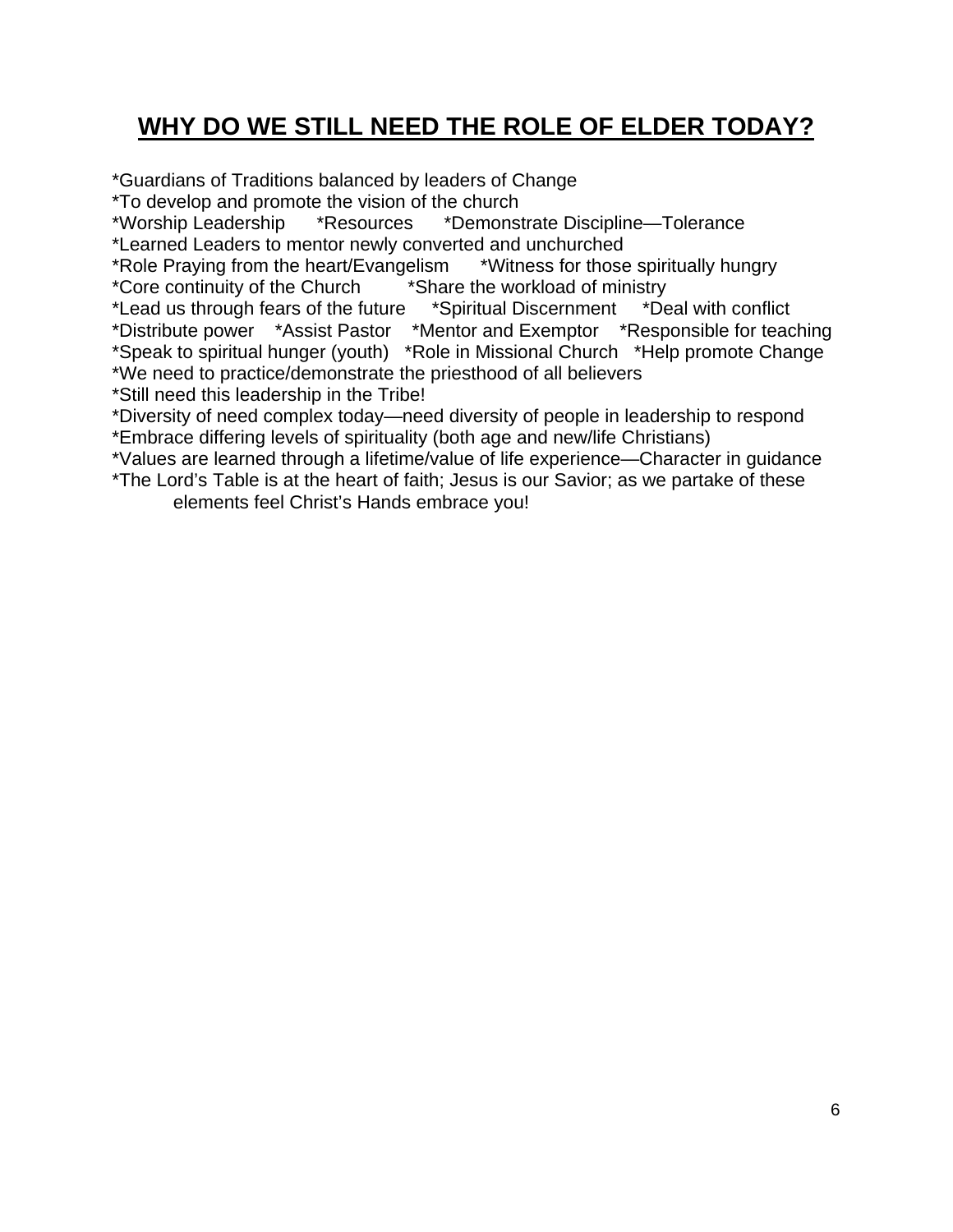# WHY DO WE STILL NEED THE ROLE OF ELDER TODAY?

*Guardians of Traditions balanced by leaders of Change
*To develop and promote the vision of the church
*Worship Leadership *Resources *Demonstrate Discipline—Tolerance
*Learned Leaders to mentor newly converted and unchurched
*Role Praying from the heart/Evangelism *Witness for those spiritually hungry
*Core continuity of the Church *Share the workload of ministry
*Lead us through fears of the future *Spiritual Discernment *Deal with conflict
*Distribute power *Assist Pastor *Mentor and Exemptor *Responsible for teaching
*Speak to spiritual hunger (youth) *Role in Missional Church *Help promote Change
*We need to practice/demonstrate the priesthood of all believers
*Still need this leadership in the Tribe!
*Diversity of need complex today—need diversity of people in leadership to respond
*Embrace differing levels of spirituality (both age and new/life Christians)
*Values are learned through a lifetime/value of life experience—Character in guidance
*The Lord's Table is at the heart of faith; Jesus is our Savior; as we partake of these elements feel Christ's Hands embrace you!